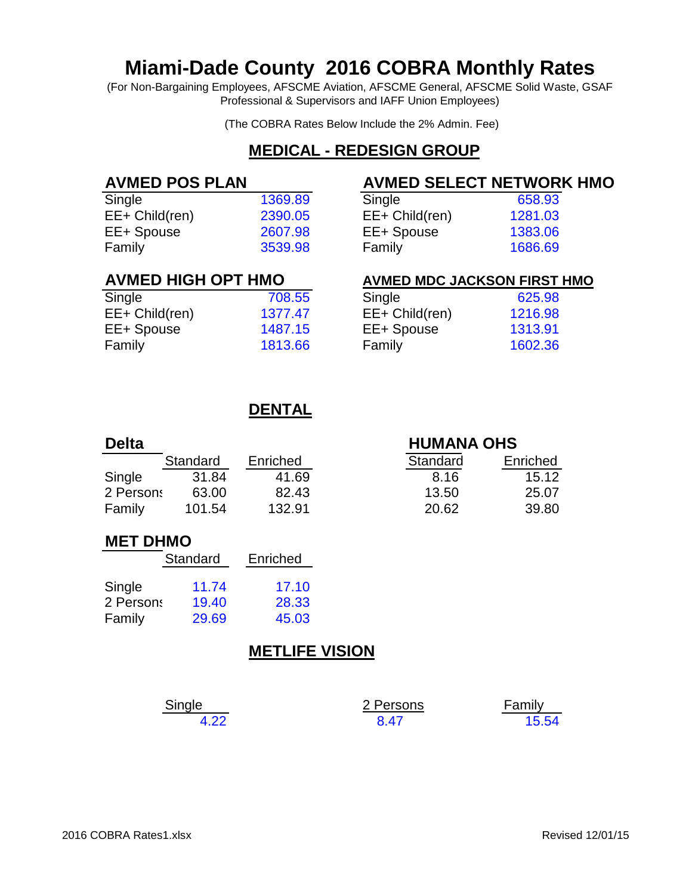# Miami-Dade County 2016 COBRA Monthly Rates

(For Non-Bargaining Employees, AFSCME Aviation, AFSCME General, AFSCME Solid Waste, GSAF Professional & Supervisors and IAFF Union Employees)

(The COBRA Rates Below Include the 2% Admin. Fee)

## MEDICAL - REDESIGN GROUP

### AVMED POS PLAN

| | |
|---|---|
| Single | 1369.89 |
| EE+ Child(ren) | 2390.05 |
| EE+ Spouse | 2607.98 |
| Family | 3539.98 |

### AVMED SELECT NETWORK HMO

| | |
|---|---|
| Single | 658.93 |
| EE+ Child(ren) | 1281.03 |
| EE+ Spouse | 1383.06 |
| Family | 1686.69 |

### AVMED HIGH OPT HMO

| | |
|---|---|
| Single | 708.55 |
| EE+ Child(ren) | 1377.47 |
| EE+ Spouse | 1487.15 |
| Family | 1813.66 |

### AVMED MDC JACKSON FIRST HMO

| | |
|---|---|
| Single | 625.98 |
| EE+ Child(ren) | 1216.98 |
| EE+ Spouse | 1313.91 |
| Family | 1602.36 |

## DENTAL

### Delta

| | Standard | Enriched |
|---|---|---|
| Single | 31.84 | 41.69 |
| 2 Persons | 63.00 | 82.43 |
| Family | 101.54 | 132.91 |

### HUMANA OHS

| | Standard | Enriched |
|---|---|---|
| Single | 8.16 | 15.12 |
| 2 Persons | 13.50 | 25.07 |
| Family | 20.62 | 39.80 |

### MET DHMO

| | Standard | Enriched |
|---|---|---|
| Single | 11.74 | 17.10 |
| 2 Persons | 19.40 | 28.33 |
| Family | 29.69 | 45.03 |

## METLIFE VISION

| Single | 2 Persons | Family |
|---|---|---|
| 4.22 | 8.47 | 15.54 |

2016 COBRA Rates1.xlsx

Revised 12/01/15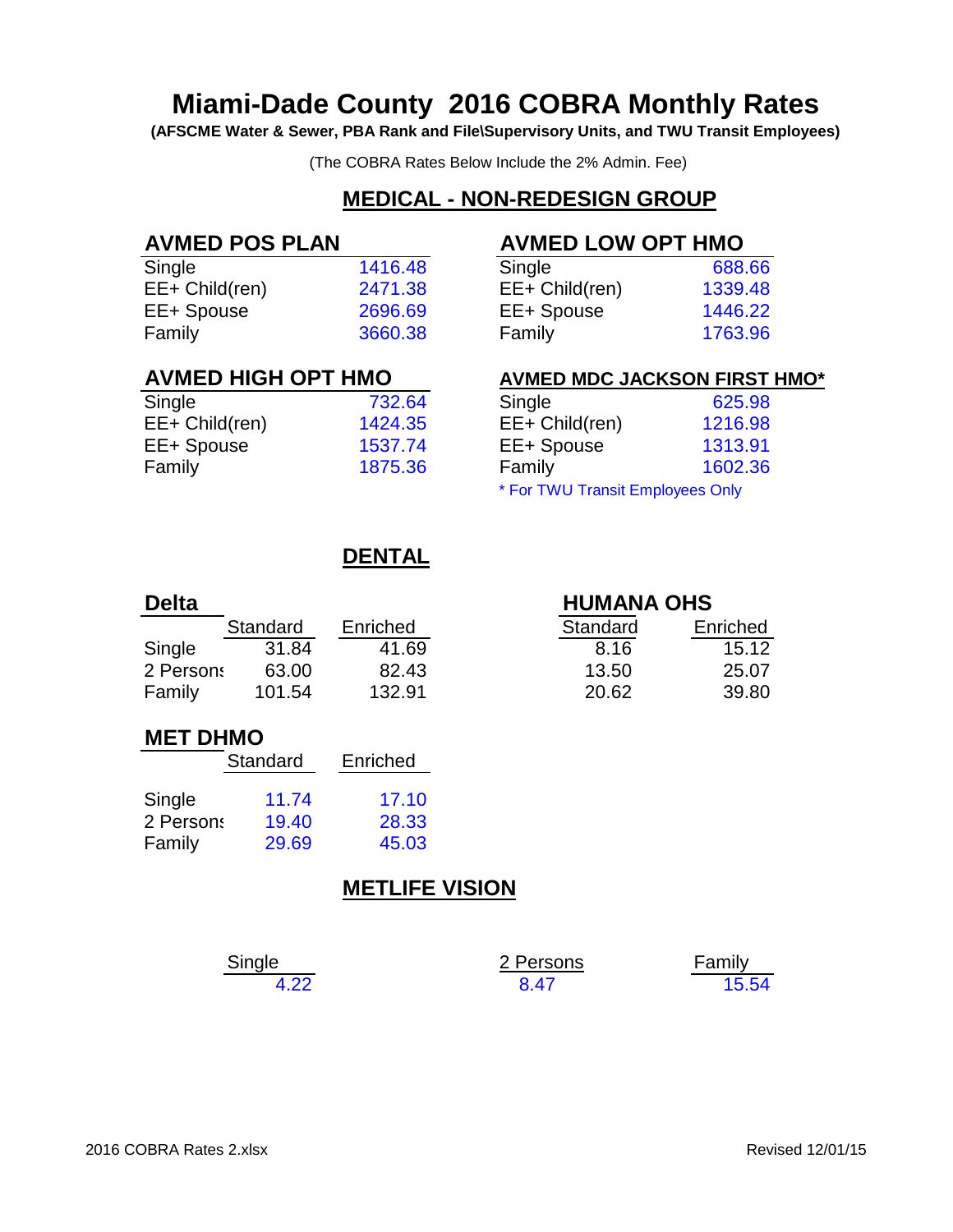# Miami-Dade County 2016 COBRA Monthly Rates

**(AFSCME Water & Sewer, PBA Rank and File\Supervisory Units, and TWU Transit Employees)**

(The COBRA Rates Below Include the 2% Admin. Fee)

## MEDICAL - NON-REDESIGN GROUP

### AVMED POS PLAN

| | |
|---|---|
| Single | 1416.48 |
| EE+ Child(ren) | 2471.38 |
| EE+ Spouse | 2696.69 |
| Family | 3660.38 |

### AVMED LOW OPT HMO

| | |
|---|---|
| Single | 688.66 |
| EE+ Child(ren) | 1339.48 |
| EE+ Spouse | 1446.22 |
| Family | 1763.96 |

### AVMED HIGH OPT HMO

| | |
|---|---|
| Single | 732.64 |
| EE+ Child(ren) | 1424.35 |
| EE+ Spouse | 1537.74 |
| Family | 1875.36 |

### AVMED MDC JACKSON FIRST HMO*

| | |
|---|---|
| Single | 625.98 |
| EE+ Child(ren) | 1216.98 |
| EE+ Spouse | 1313.91 |
| Family | 1602.36 |

* For TWU Transit Employees Only

## DENTAL

### Delta

| | Standard | Enriched |
|---|---|---|
| Single | 31.84 | 41.69 |
| 2 Persons | 63.00 | 82.43 |
| Family | 101.54 | 132.91 |

### HUMANA OHS

| | Standard | Enriched |
|---|---|---|
| Single | 8.16 | 15.12 |
| 2 Persons | 13.50 | 25.07 |
| Family | 20.62 | 39.80 |

### MET DHMO

| | Standard | Enriched |
|---|---|---|
| Single | 11.74 | 17.10 |
| 2 Persons | 19.40 | 28.33 |
| Family | 29.69 | 45.03 |

## METLIFE VISION

| Single | 2 Persons | Family |
|---|---|---|
| 4.22 | 8.47 | 15.54 |

2016 COBRA Rates 2.xlsx

Revised 12/01/15